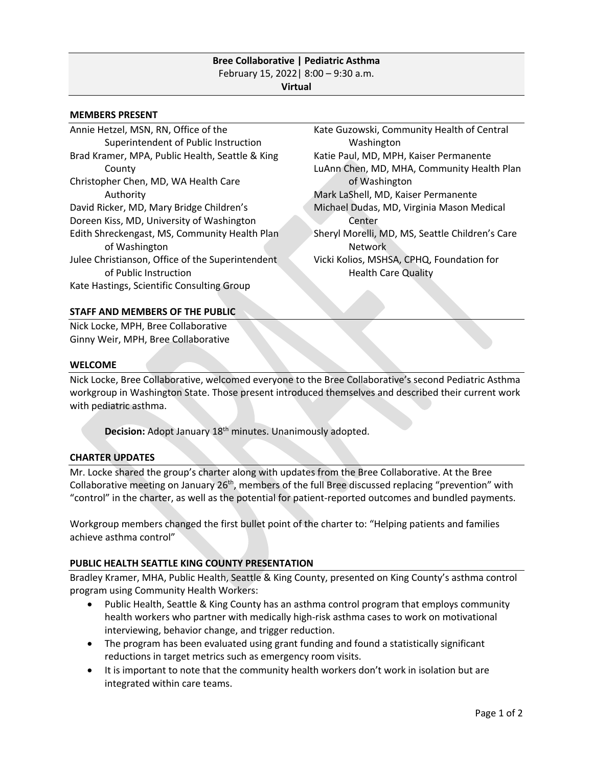**Bree Collaborative | Pediatric Asthma**
February 15, 2022| 8:00 – 9:30 a.m.
**Virtual**

## MEMBERS PRESENT

Annie Hetzel, MSN, RN, Office of the Superintendent of Public Instruction
Brad Kramer, MPA, Public Health, Seattle & King County
Christopher Chen, MD, WA Health Care Authority
David Ricker, MD, Mary Bridge Children's
Doreen Kiss, MD, University of Washington
Edith Shreckengast, MS, Community Health Plan of Washington
Julee Christianson, Office of the Superintendent of Public Instruction
Kate Hastings, Scientific Consulting Group
Kate Guzowski, Community Health of Central Washington
Katie Paul, MD, MPH, Kaiser Permanente
LuAnn Chen, MD, MHA, Community Health Plan of Washington
Mark LaShell, MD, Kaiser Permanente
Michael Dudas, MD, Virginia Mason Medical Center
Sheryl Morelli, MD, MS, Seattle Children's Care Network
Vicki Kolios, MSHSA, CPHQ, Foundation for Health Care Quality

## STAFF AND MEMBERS OF THE PUBLIC

Nick Locke, MPH, Bree Collaborative
Ginny Weir, MPH, Bree Collaborative

## WELCOME

Nick Locke, Bree Collaborative, welcomed everyone to the Bree Collaborative's second Pediatric Asthma workgroup in Washington State. Those present introduced themselves and described their current work with pediatric asthma.

> **Decision:** Adopt January 18th minutes. Unanimously adopted.

## CHARTER UPDATES

Mr. Locke shared the group's charter along with updates from the Bree Collaborative. At the Bree Collaborative meeting on January 26th, members of the full Bree discussed replacing "prevention" with "control" in the charter, as well as the potential for patient-reported outcomes and bundled payments.

Workgroup members changed the first bullet point of the charter to: "Helping patients and families achieve asthma control"

## PUBLIC HEALTH SEATTLE KING COUNTY PRESENTATION

Bradley Kramer, MHA, Public Health, Seattle & King County, presented on King County's asthma control program using Community Health Workers:

- Public Health, Seattle & King County has an asthma control program that employs community health workers who partner with medically high-risk asthma cases to work on motivational interviewing, behavior change, and trigger reduction.
- The program has been evaluated using grant funding and found a statistically significant reductions in target metrics such as emergency room visits.
- It is important to note that the community health workers don't work in isolation but are integrated within care teams.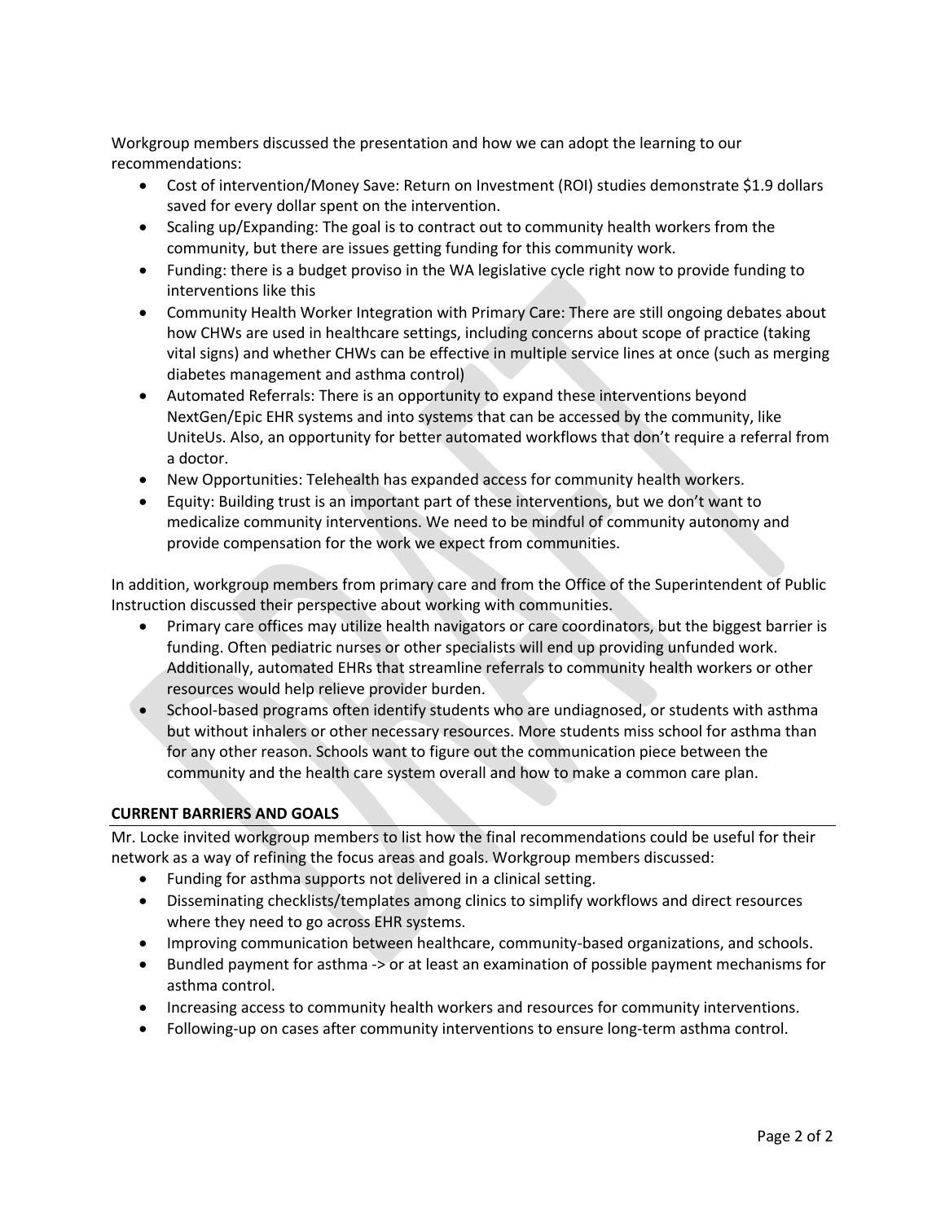Workgroup members discussed the presentation and how we can adopt the learning to our recommendations:

- Cost of intervention/Money Save: Return on Investment (ROI) studies demonstrate $1.9 dollars saved for every dollar spent on the intervention.
- Scaling up/Expanding: The goal is to contract out to community health workers from the community, but there are issues getting funding for this community work.
- Funding: there is a budget proviso in the WA legislative cycle right now to provide funding to interventions like this
- Community Health Worker Integration with Primary Care: There are still ongoing debates about how CHWs are used in healthcare settings, including concerns about scope of practice (taking vital signs) and whether CHWs can be effective in multiple service lines at once (such as merging diabetes management and asthma control)
- Automated Referrals: There is an opportunity to expand these interventions beyond NextGen/Epic EHR systems and into systems that can be accessed by the community, like UniteUs. Also, an opportunity for better automated workflows that don't require a referral from a doctor.
- New Opportunities: Telehealth has expanded access for community health workers.
- Equity: Building trust is an important part of these interventions, but we don't want to medicalize community interventions. We need to be mindful of community autonomy and provide compensation for the work we expect from communities.

In addition, workgroup members from primary care and from the Office of the Superintendent of Public Instruction discussed their perspective about working with communities.

- Primary care offices may utilize health navigators or care coordinators, but the biggest barrier is funding. Often pediatric nurses or other specialists will end up providing unfunded work. Additionally, automated EHRs that streamline referrals to community health workers or other resources would help relieve provider burden.
- School-based programs often identify students who are undiagnosed, or students with asthma but without inhalers or other necessary resources. More students miss school for asthma than for any other reason. Schools want to figure out the communication piece between the community and the health care system overall and how to make a common care plan.

## CURRENT BARRIERS AND GOALS

Mr. Locke invited workgroup members to list how the final recommendations could be useful for their network as a way of refining the focus areas and goals. Workgroup members discussed:

- Funding for asthma supports not delivered in a clinical setting.
- Disseminating checklists/templates among clinics to simplify workflows and direct resources where they need to go across EHR systems.
- Improving communication between healthcare, community-based organizations, and schools.
- Bundled payment for asthma -> or at least an examination of possible payment mechanisms for asthma control.
- Increasing access to community health workers and resources for community interventions.
- Following-up on cases after community interventions to ensure long-term asthma control.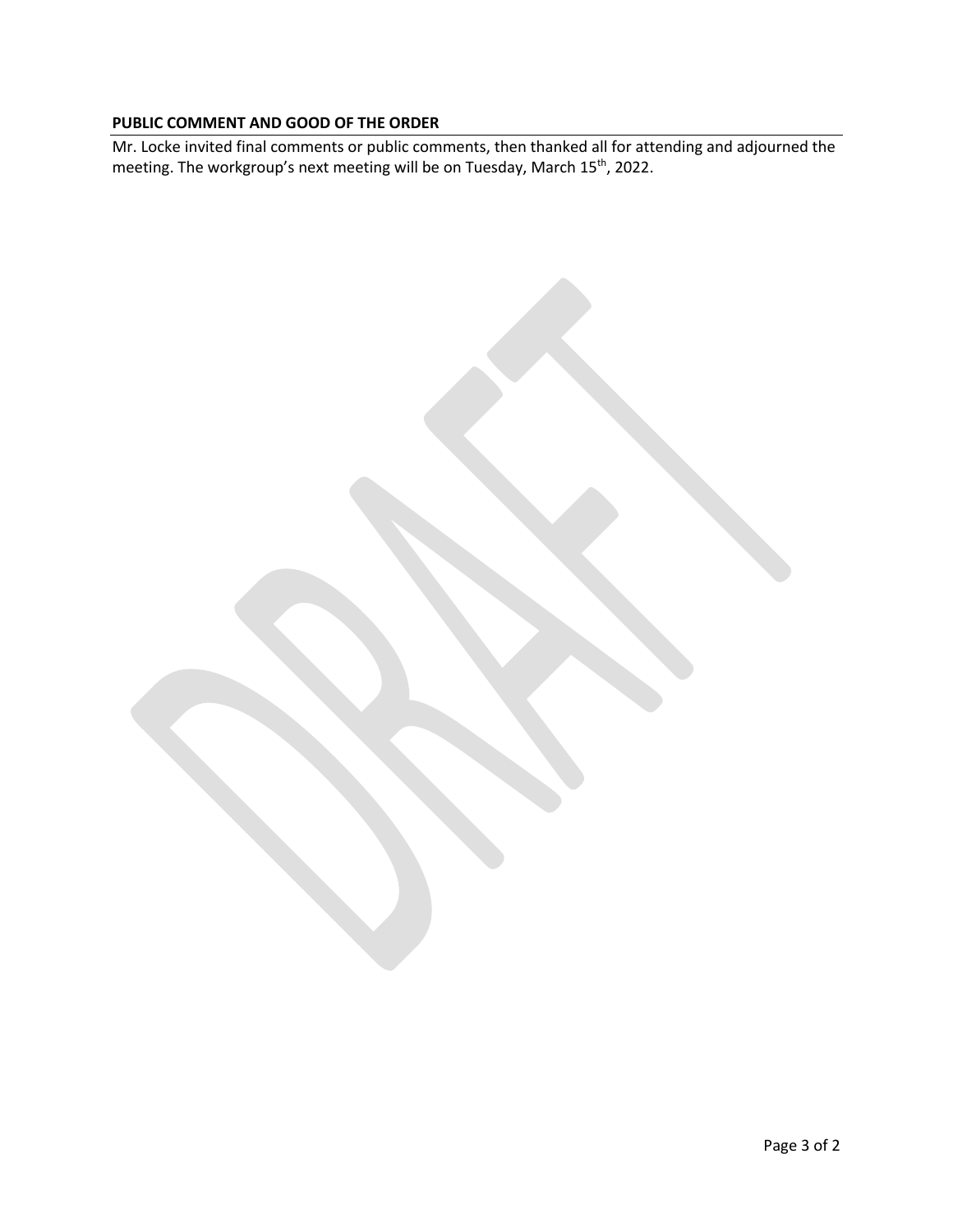## PUBLIC COMMENT AND GOOD OF THE ORDER

Mr. Locke invited final comments or public comments, then thanked all for attending and adjourned the meeting. The workgroup's next meeting will be on Tuesday, March 15th, 2022.